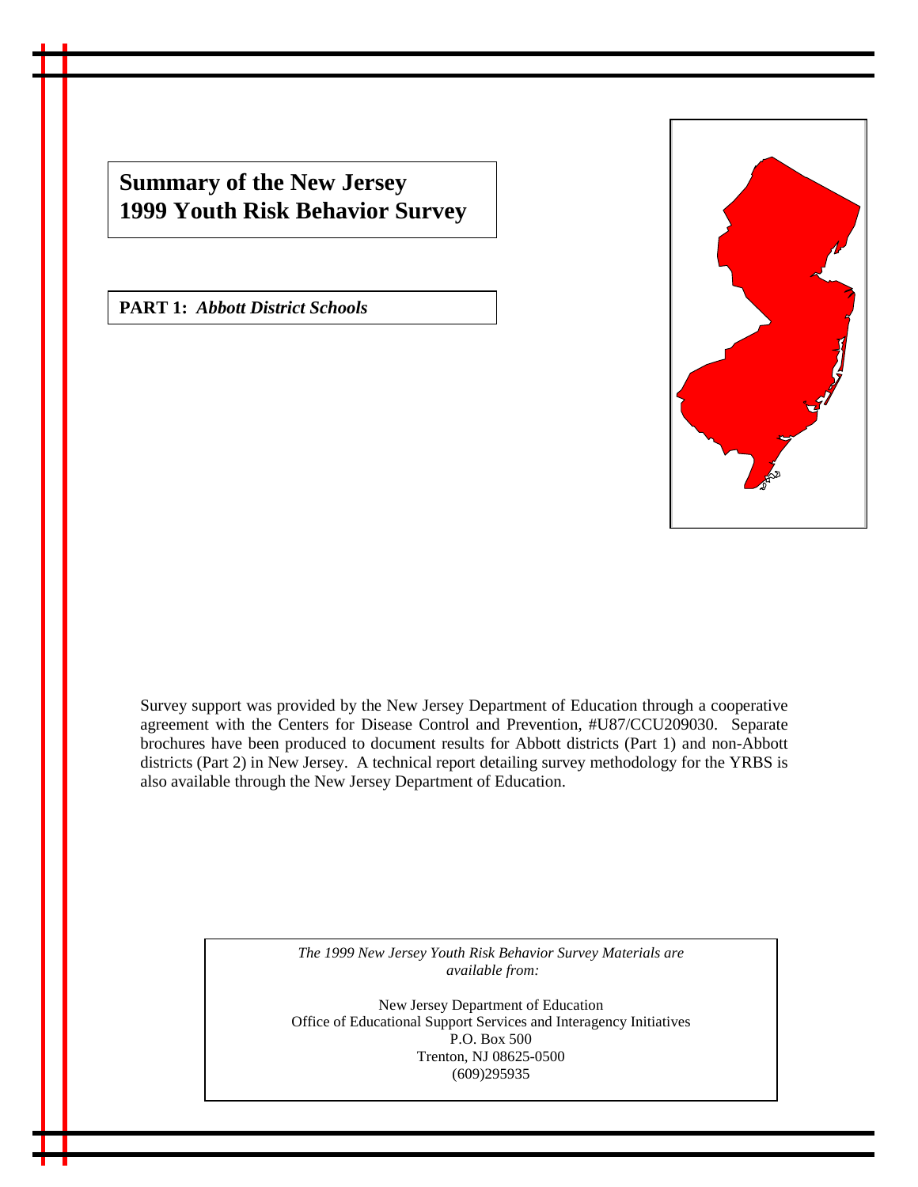# Summary of the New Jersey 1999 Youth Risk Behavior Survey

**PART 1:** ***Abbott District Schools***

Survey support was provided by the New Jersey Department of Education through a cooperative agreement with the Centers for Disease Control and Prevention, #U87/CCU209030. Separate brochures have been produced to document results for Abbott districts (Part 1) and non-Abbott districts (Part 2) in New Jersey. A technical report detailing survey methodology for the YRBS is also available through the New Jersey Department of Education.

*The 1999 New Jersey Youth Risk Behavior Survey Materials are available from:*

New Jersey Department of Education
Office of Educational Support Services and Interagency Initiatives
P.O. Box 500
Trenton, NJ 08625-0500
(609)295935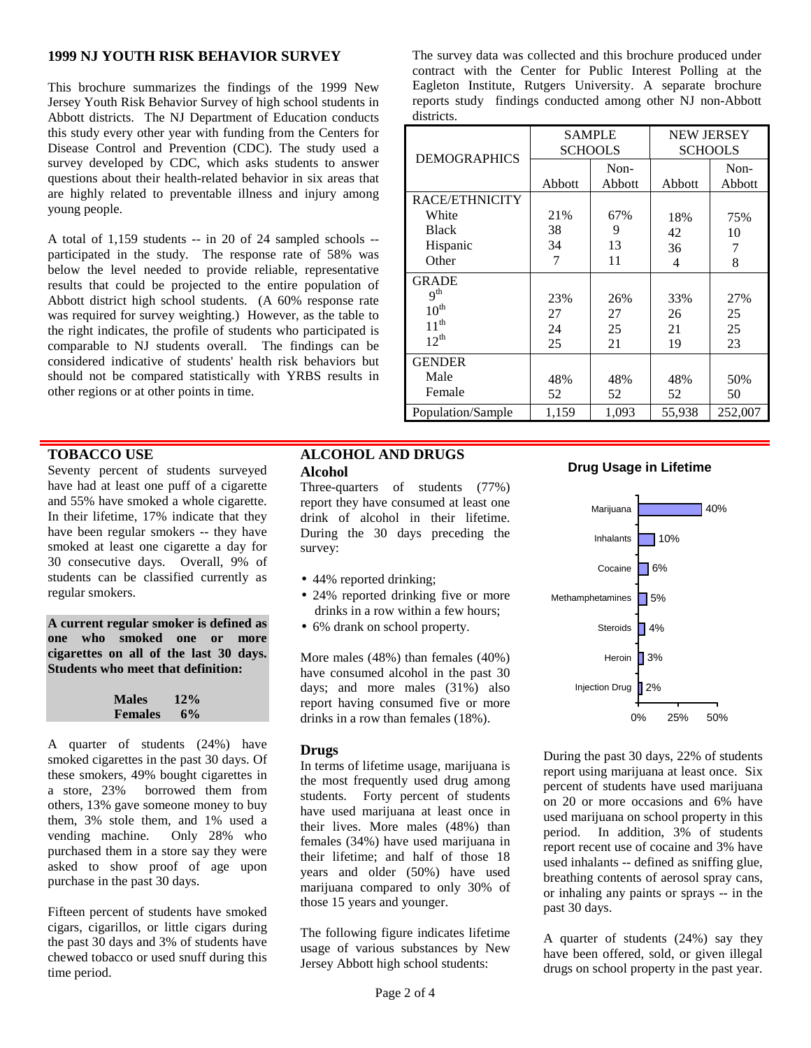## 1999 NJ YOUTH RISK BEHAVIOR SURVEY

This brochure summarizes the findings of the 1999 New Jersey Youth Risk Behavior Survey of high school students in Abbott districts. The NJ Department of Education conducts this study every other year with funding from the Centers for Disease Control and Prevention (CDC). The study used a survey developed by CDC, which asks students to answer questions about their health-related behavior in six areas that are highly related to preventable illness and injury among young people.

A total of 1,159 students -- in 20 of 24 sampled schools -- participated in the study. The response rate of 58% was below the level needed to provide reliable, representative results that could be projected to the entire population of Abbott district high school students. (A 60% response rate was required for survey weighting.) However, as the table to the right indicates, the profile of students who participated is comparable to NJ students overall. The findings can be considered indicative of students' health risk behaviors but should not be compared statistically with YRBS results in other regions or at other points in time.

The survey data was collected and this brochure produced under contract with the Center for Public Interest Polling at the Eagleton Institute, Rutgers University. A separate brochure reports study findings conducted among other NJ non-Abbott districts.

| DEMOGRAPHICS | SAMPLE SCHOOLS | | NEW JERSEY SCHOOLS | |
|---|---|---|---|---|
| | Abbott | Non-Abbott | Abbott | Non-Abbott |
| RACE/ETHNICITY | | | | |
| White | 21% | 67% | 18% | 75% |
| Black | 38 | 9 | 42 | 10 |
| Hispanic | 34 | 13 | 36 | 7 |
| Other | 7 | 11 | 4 | 8 |
| GRADE | | | | |
| 9th | 23% | 26% | 33% | 27% |
| 10th | 27 | 27 | 26 | 25 |
| 11th | 24 | 25 | 21 | 25 |
| 12th | 25 | 21 | 19 | 23 |
| GENDER | | | | |
| Male | 48% | 48% | 48% | 50% |
| Female | 52 | 52 | 52 | 50 |
| Population/Sample | 1,159 | 1,093 | 55,938 | 252,007 |

## TOBACCO USE

Seventy percent of students surveyed have had at least one puff of a cigarette and 55% have smoked a whole cigarette. In their lifetime, 17% indicate that they have been regular smokers -- they have smoked at least one cigarette a day for 30 consecutive days. Overall, 9% of students can be classified currently as regular smokers.

**A current regular smoker is defined as one who smoked one or more cigarettes on all of the last 30 days. Students who meet that definition:**

| | |
|---|---|
| **Males** | **12%** |
| **Females** | **6%** |

A quarter of students (24%) have smoked cigarettes in the past 30 days. Of these smokers, 49% bought cigarettes in a store, 23% borrowed them from others, 13% gave someone money to buy them, 3% stole them, and 1% used a vending machine. Only 28% who purchased them in a store say they were asked to show proof of age upon purchase in the past 30 days.

Fifteen percent of students have smoked cigars, cigarillos, or little cigars during the past 30 days and 3% of students have chewed tobacco or used snuff during this time period.

## ALCOHOL AND DRUGS

### Alcohol

Three-quarters of students (77%) report they have consumed at least one drink of alcohol in their lifetime. During the 30 days preceding the survey:

- 44% reported drinking;
- 24% reported drinking five or more drinks in a row within a few hours;
- 6% drank on school property.

More males (48%) than females (40%) have consumed alcohol in the past 30 days; and more males (31%) also report having consumed five or more drinks in a row than females (18%).

### Drugs

In terms of lifetime usage, marijuana is the most frequently used drug among students. Forty percent of students have used marijuana at least once in their lives. More males (48%) than females (34%) have used marijuana in their lifetime; and half of those 18 years and older (50%) have used marijuana compared to only 30% of those 15 years and younger.

The following figure indicates lifetime usage of various substances by New Jersey Abbott high school students:

**Drug Usage in Lifetime**

| Substance | Percent |
|---|---|
| Marijuana | 40% |
| Inhalants | 10% |
| Cocaine | 6% |
| Methamphetamines | 5% |
| Steroids | 4% |
| Heroin | 3% |
| Injection Drug | 2% |

During the past 30 days, 22% of students report using marijuana at least once. Six percent of students have used marijuana on 20 or more occasions and 6% have used marijuana on school property in this period. In addition, 3% of students report recent use of cocaine and 3% have used inhalants -- defined as sniffing glue, breathing contents of aerosol spray cans, or inhaling any paints or sprays -- in the past 30 days.

A quarter of students (24%) say they have been offered, sold, or given illegal drugs on school property in the past year.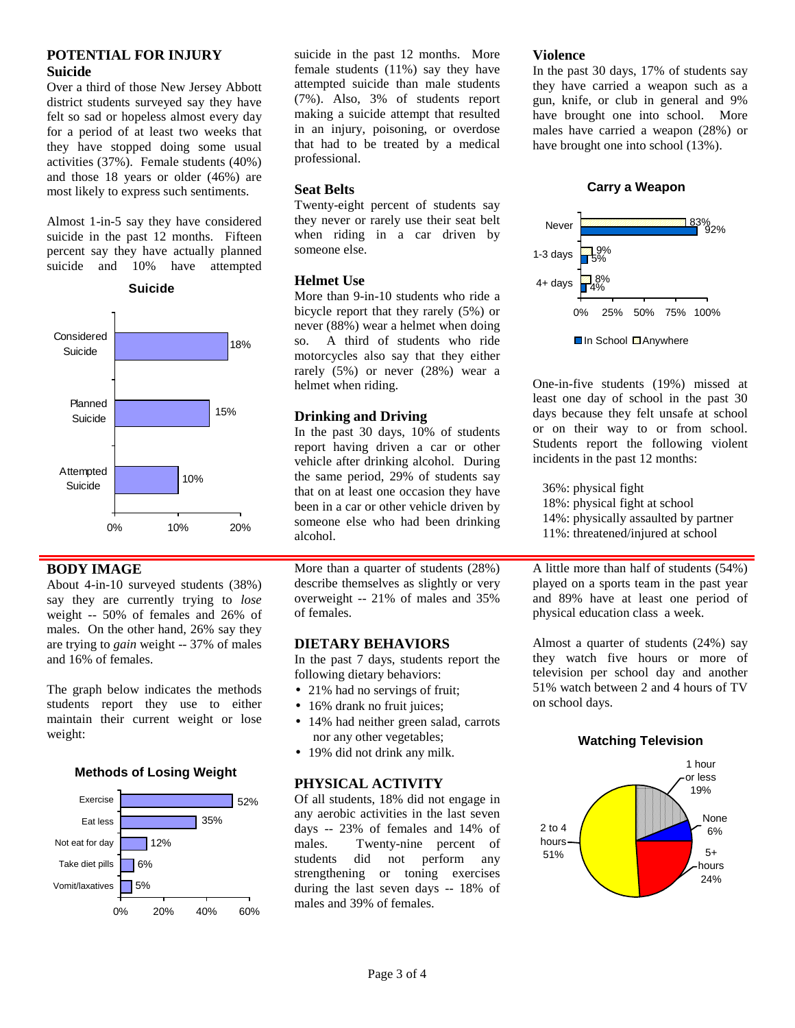## POTENTIAL FOR INJURY

### Suicide

Over a third of those New Jersey Abbott district students surveyed say they have felt so sad or hopeless almost every day for a period of at least two weeks that they have stopped doing some usual activities (37%). Female students (40%) and those 18 years or older (46%) are most likely to express such sentiments.

Almost 1-in-5 say they have considered suicide in the past 12 months. Fifteen percent say they have actually planned suicide and 10% have attempted suicide in the past 12 months. More female students (11%) say they have attempted suicide than male students (7%). Also, 3% of students report making a suicide attempt that resulted in an injury, poisoning, or overdose that had to be treated by a medical professional.

**Suicide**

| | Percent |
|---|---|
| Considered Suicide | 18% |
| Planned Suicide | 15% |
| Attempted Suicide | 10% |

### Seat Belts

Twenty-eight percent of students say they never or rarely use their seat belt when riding in a car driven by someone else.

### Helmet Use

More than 9-in-10 students who ride a bicycle report that they rarely (5%) or never (88%) wear a helmet when doing so. A third of students who ride motorcycles also say that they either rarely (5%) or never (28%) wear a helmet when riding.

### Drinking and Driving

In the past 30 days, 10% of students report having driven a car or other vehicle after drinking alcohol. During the same period, 29% of students say that on at least one occasion they have been in a car or other vehicle driven by someone else who had been drinking alcohol.

### Violence

In the past 30 days, 17% of students say they have carried a weapon such as a gun, knife, or club in general and 9% have brought one into school. More males have carried a weapon (28%) or have brought one into school (13%).

**Carry a Weapon**

| | In School | Anywhere |
|---|---|---|
| Never | 92% | 83% |
| 1-3 days | 5% | 9% |
| 4+ days | 4% | 8% |

One-in-five students (19%) missed at least one day of school in the past 30 days because they felt unsafe at school or on their way to or from school. Students report the following violent incidents in the past 12 months:

36%: physical fight
18%: physical fight at school
14%: physically assaulted by partner
11%: threatened/injured at school

## BODY IMAGE

About 4-in-10 surveyed students (38%) say they are currently trying to *lose* weight -- 50% of females and 26% of males. On the other hand, 26% say they are trying to *gain* weight -- 37% of males and 16% of females.

The graph below indicates the methods students report they use to either maintain their current weight or lose weight:

**Methods of Losing Weight**

| | Percent |
|---|---|
| Exercise | 52% |
| Eat less | 35% |
| Not eat for day | 12% |
| Take diet pills | 6% |
| Vomit/laxatives | 5% |

More than a quarter of students (28%) describe themselves as slightly or very overweight -- 21% of males and 35% of females.

## DIETARY BEHAVIORS

In the past 7 days, students report the following dietary behaviors:

- 21% had no servings of fruit;
- 16% drank no fruit juices;
- 14% had neither green salad, carrots nor any other vegetables;
- 19% did not drink any milk.

## PHYSICAL ACTIVITY

Of all students, 18% did not engage in any aerobic activities in the last seven days -- 23% of females and 14% of males. Twenty-nine percent of students did not perform any strengthening or toning exercises during the last seven days -- 18% of males and 39% of females.

A little more than half of students (54%) played on a sports team in the past year and 89% have at least one period of physical education class a week.

Almost a quarter of students (24%) say they watch five hours or more of television per school day and another 51% watch between 2 and 4 hours of TV on school days.

**Watching Television**

| | Percent |
|---|---|
| None | 6% |
| 1 hour or less | 19% |
| 2 to 4 hours | 51% |
| 5+ hours | 24% |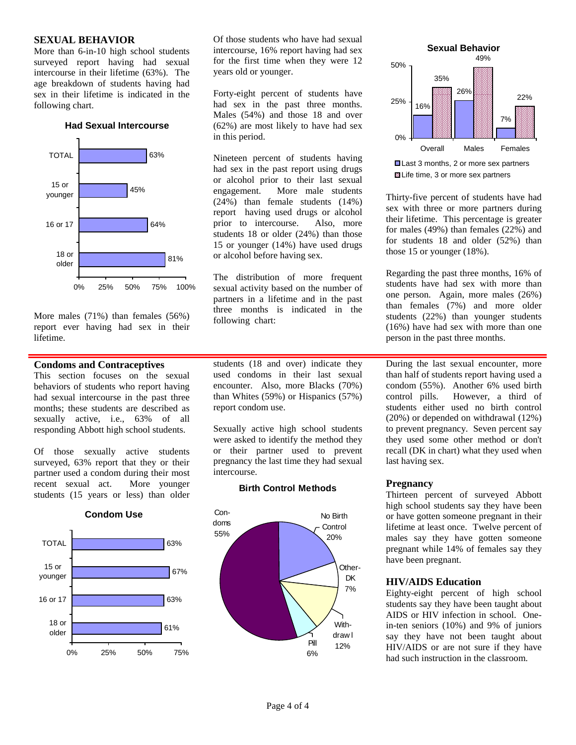## SEXUAL BEHAVIOR

More than 6-in-10 high school students surveyed report having had sexual intercourse in their lifetime (63%). The age breakdown of students having had sex in their lifetime is indicated in the following chart.

**Had Sexual Intercourse**

TOTAL 63%
15 or younger 45%
16 or 17 64%
18 or older 81%
0% 25% 50% 75% 100%

More males (71%) than females (56%) report ever having had sex in their lifetime.

Of those students who have had sexual intercourse, 16% report having had sex for the first time when they were 12 years old or younger.

Forty-eight percent of students have had sex in the past three months. Males (54%) and those 18 and over (62%) are most likely to have had sex in this period.

Nineteen percent of students having had sex in the past report using drugs or alcohol prior to their last sexual engagement. More male students (24%) than female students (14%) report having used drugs or alcohol prior to intercourse. Also, more students 18 or older (24%) than those 15 or younger (14%) have used drugs or alcohol before having sex.

The distribution of more frequent sexual activity based on the number of partners in a lifetime and in the past three months is indicated in the following chart:

**Sexual Behavior**

50% 25% 0%
Overall 16% 35%
Males 26% 49%
Females 7% 22%
Last 3 months, 2 or more sex partners
Life time, 3 or more sex partners

Thirty-five percent of students have had sex with three or more partners during their lifetime. This percentage is greater for males (49%) than females (22%) and for students 18 and older (52%) than those 15 or younger (18%).

Regarding the past three months, 16% of students have had sex with more than one person. Again, more males (26%) than females (7%) and more older students (22%) than younger students (16%) have had sex with more than one person in the past three months.

## Condoms and Contraceptives

This section focuses on the sexual behaviors of students who report having had sexual intercourse in the past three months; these students are described as sexually active, i.e., 63% of all responding Abbott high school students.

Of those sexually active students surveyed, 63% report that they or their partner used a condom during their most recent sexual act. More younger students (15 years or less) than older students (18 and over) indicate they used condoms in their last sexual encounter. Also, more Blacks (70%) than Whites (59%) or Hispanics (57%) report condom use.

**Condom Use**

TOTAL 63%
15 or younger 67%
16 or 17 63%
18 or older 61%
0% 25% 50% 75%

Sexually active high school students were asked to identify the method they or their partner used to prevent pregnancy the last time they had sexual intercourse.

**Birth Control Methods**

Con-doms 55%
No Birth Control 20%
Other-DK 7%
With-drawl 12%
Pill 6%

During the last sexual encounter, more than half of students report having used a condom (55%). Another 6% used birth control pills. However, a third of students either used no birth control (20%) or depended on withdrawal (12%) to prevent pregnancy. Seven percent say they used some other method or don't recall (DK in chart) what they used when last having sex.

## Pregnancy

Thirteen percent of surveyed Abbott high school students say they have been or have gotten someone pregnant in their lifetime at least once. Twelve percent of males say they have gotten someone pregnant while 14% of females say they have been pregnant.

## HIV/AIDS Education

Eighty-eight percent of high school students say they have been taught about AIDS or HIV infection in school. One-in-ten seniors (10%) and 9% of juniors say they have not been taught about HIV/AIDS or are not sure if they have had such instruction in the classroom.